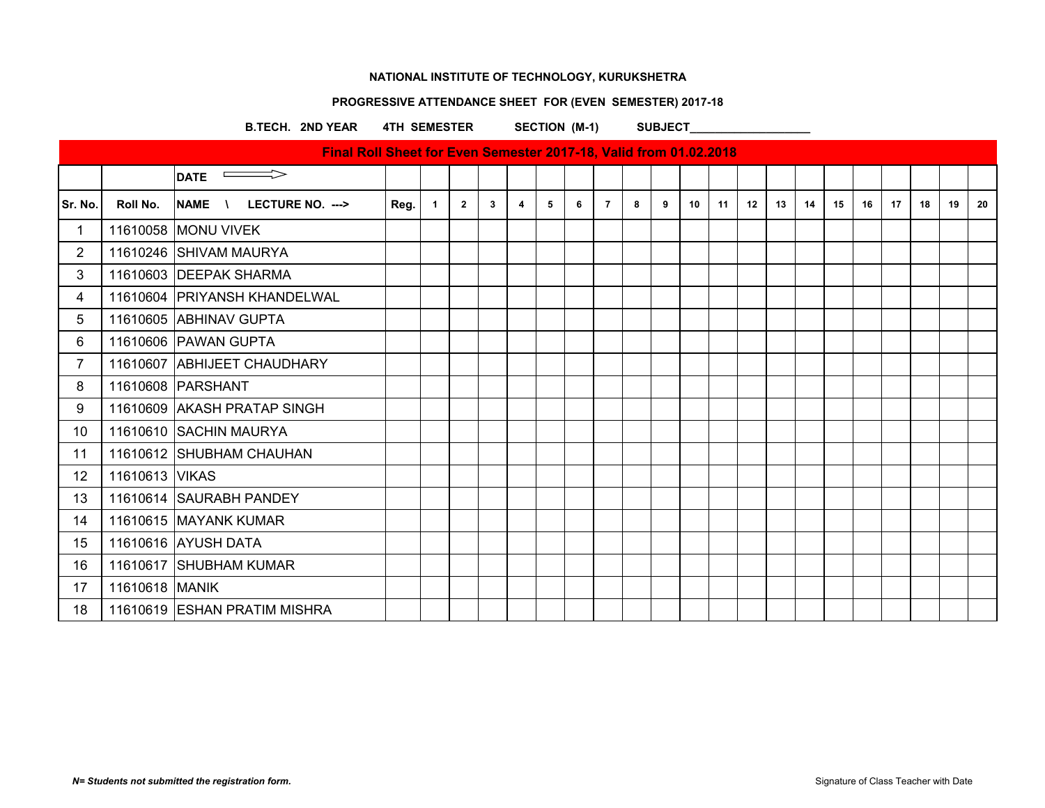**NATIONAL INSTITUTE OF TECHNOLOGY, KURUKSHETRA**

**PROGRESSIVE ATTENDANCE SHEET FOR (EVEN SEMESTER) 2017-18**

**B.TECH. 2ND YEAR 4TH SEMESTER SECTION (M-1) SUBJECT___________________**

**Final Roll Sheet for Even Semester 2017-18, Valid from 01.02.2018**

| | | DATE ⟹ | | | | | | | | | | | | | | | | | | | | | |
|---|---|---|---|---|---|---|---|---|---|---|---|---|---|---|---|---|---|---|---|---|---|---|---|
| Sr. No. | Roll No. | NAME \ LECTURE NO. ---> | Reg. | 1 | 2 | 3 | 4 | 5 | 6 | 7 | 8 | 9 | 10 | 11 | 12 | 13 | 14 | 15 | 16 | 17 | 18 | 19 | 20 |
| 1 | 11610058 | MONU VIVEK | | | | | | | | | | | | | | | | | | | | | |
| 2 | 11610246 | SHIVAM MAURYA | | | | | | | | | | | | | | | | | | | | | |
| 3 | 11610603 | DEEPAK SHARMA | | | | | | | | | | | | | | | | | | | | | |
| 4 | 11610604 | PRIYANSH KHANDELWAL | | | | | | | | | | | | | | | | | | | | | |
| 5 | 11610605 | ABHINAV GUPTA | | | | | | | | | | | | | | | | | | | | | |
| 6 | 11610606 | PAWAN GUPTA | | | | | | | | | | | | | | | | | | | | | |
| 7 | 11610607 | ABHIJEET CHAUDHARY | | | | | | | | | | | | | | | | | | | | | |
| 8 | 11610608 | PARSHANT | | | | | | | | | | | | | | | | | | | | | |
| 9 | 11610609 | AKASH PRATAP SINGH | | | | | | | | | | | | | | | | | | | | | |
| 10 | 11610610 | SACHIN MAURYA | | | | | | | | | | | | | | | | | | | | | |
| 11 | 11610612 | SHUBHAM CHAUHAN | | | | | | | | | | | | | | | | | | | | | |
| 12 | 11610613 | VIKAS | | | | | | | | | | | | | | | | | | | | | |
| 13 | 11610614 | SAURABH PANDEY | | | | | | | | | | | | | | | | | | | | | |
| 14 | 11610615 | MAYANK KUMAR | | | | | | | | | | | | | | | | | | | | | |
| 15 | 11610616 | AYUSH DATA | | | | | | | | | | | | | | | | | | | | | |
| 16 | 11610617 | SHUBHAM KUMAR | | | | | | | | | | | | | | | | | | | | | |
| 17 | 11610618 | MANIK | | | | | | | | | | | | | | | | | | | | | |
| 18 | 11610619 | ESHAN PRATIM MISHRA | | | | | | | | | | | | | | | | | | | | | |

***N= Students not submitted the registration form.***

Signature of Class Teacher with Date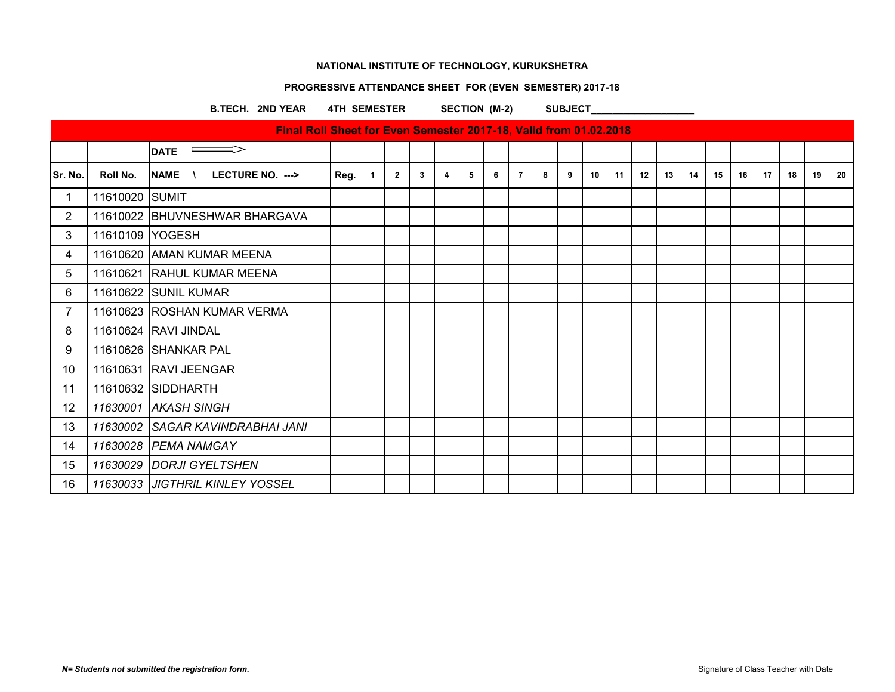**NATIONAL INSTITUTE OF TECHNOLOGY, KURUKSHETRA**

**PROGRESSIVE ATTENDANCE SHEET FOR (EVEN SEMESTER) 2017-18**

**B.TECH. 2ND YEAR   4TH SEMESTER   SECTION (M-2)   SUBJECT___________________**

**Final Roll Sheet for Even Semester 2017-18, Valid from 01.02.2018**

| | | **DATE** ⟹ | | | | | | | | | | | | | | | | | | | | | |
|---|---|---|---|---|---|---|---|---|---|---|---|---|---|---|---|---|---|---|---|---|---|---|---|
| **Sr. No.** | **Roll No.** | **NAME \ LECTURE NO. --->** | **Reg.** | **1** | **2** | **3** | **4** | **5** | **6** | **7** | **8** | **9** | **10** | **11** | **12** | **13** | **14** | **15** | **16** | **17** | **18** | **19** | **20** |
| 1 | 11610020 | SUMIT | | | | | | | | | | | | | | | | | | | | | |
| 2 | 11610022 | BHUVNESHWAR BHARGAVA | | | | | | | | | | | | | | | | | | | | | |
| 3 | 11610109 | YOGESH | | | | | | | | | | | | | | | | | | | | | |
| 4 | 11610620 | AMAN KUMAR MEENA | | | | | | | | | | | | | | | | | | | | | |
| 5 | 11610621 | RAHUL KUMAR MEENA | | | | | | | | | | | | | | | | | | | | | |
| 6 | 11610622 | SUNIL KUMAR | | | | | | | | | | | | | | | | | | | | | |
| 7 | 11610623 | ROSHAN KUMAR VERMA | | | | | | | | | | | | | | | | | | | | | |
| 8 | 11610624 | RAVI JINDAL | | | | | | | | | | | | | | | | | | | | | |
| 9 | 11610626 | SHANKAR PAL | | | | | | | | | | | | | | | | | | | | | |
| 10 | 11610631 | RAVI JEENGAR | | | | | | | | | | | | | | | | | | | | | |
| 11 | 11610632 | SIDDHARTH | | | | | | | | | | | | | | | | | | | | | |
| 12 | *11630001* | *AKASH SINGH* | | | | | | | | | | | | | | | | | | | | | |
| 13 | *11630002* | *SAGAR KAVINDRABHAI JANI* | | | | | | | | | | | | | | | | | | | | | |
| 14 | *11630028* | *PEMA NAMGAY* | | | | | | | | | | | | | | | | | | | | | |
| 15 | *11630029* | *DORJI GYELTSHEN* | | | | | | | | | | | | | | | | | | | | | |
| 16 | *11630033* | *JIGTHRIL KINLEY YOSSEL* | | | | | | | | | | | | | | | | | | | | | |

***N= Students not submitted the registration form.***

Signature of Class Teacher with Date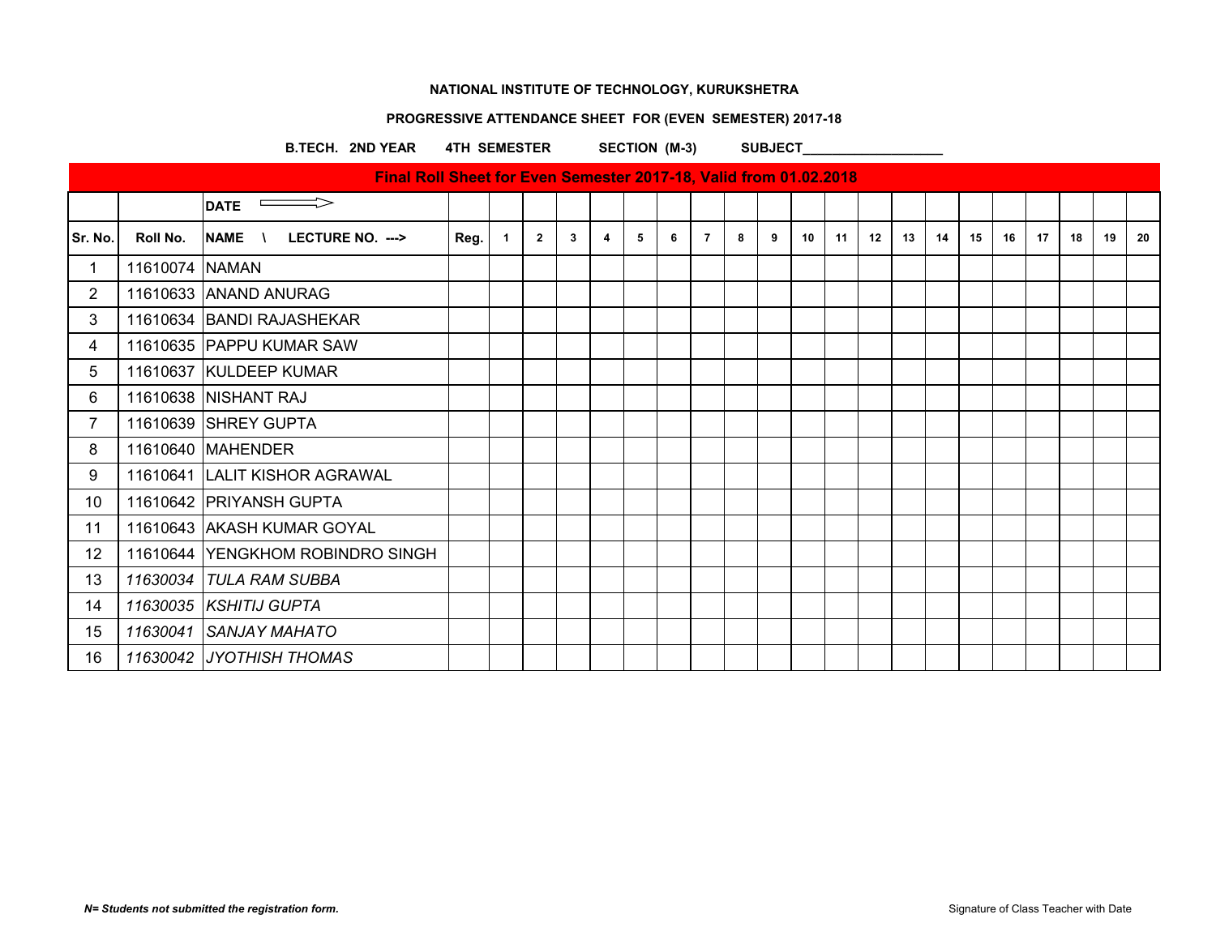**NATIONAL INSTITUTE OF TECHNOLOGY, KURUKSHETRA**

**PROGRESSIVE ATTENDANCE SHEET FOR (EVEN SEMESTER) 2017-18**

**B.TECH. 2ND YEAR 4TH SEMESTER SECTION (M-3) SUBJECT___________________**

**Final Roll Sheet for Even Semester 2017-18, Valid from 01.02.2018**

| | | **DATE** ⟹ | | | | | | | | | | | | | | | | | | | | | |
|---|---|---|---|---|---|---|---|---|---|---|---|---|---|---|---|---|---|---|---|---|---|---|---|
| **Sr. No.** | **Roll No.** | **NAME \ LECTURE NO. --->** | **Reg.** | **1** | **2** | **3** | **4** | **5** | **6** | **7** | **8** | **9** | **10** | **11** | **12** | **13** | **14** | **15** | **16** | **17** | **18** | **19** | **20** |
| 1 | 11610074 | NAMAN | | | | | | | | | | | | | | | | | | | | | |
| 2 | 11610633 | ANAND ANURAG | | | | | | | | | | | | | | | | | | | | | |
| 3 | 11610634 | BANDI RAJASHEKAR | | | | | | | | | | | | | | | | | | | | | |
| 4 | 11610635 | PAPPU KUMAR SAW | | | | | | | | | | | | | | | | | | | | | |
| 5 | 11610637 | KULDEEP KUMAR | | | | | | | | | | | | | | | | | | | | | |
| 6 | 11610638 | NISHANT RAJ | | | | | | | | | | | | | | | | | | | | | |
| 7 | 11610639 | SHREY GUPTA | | | | | | | | | | | | | | | | | | | | | |
| 8 | 11610640 | MAHENDER | | | | | | | | | | | | | | | | | | | | | |
| 9 | 11610641 | LALIT KISHOR AGRAWAL | | | | | | | | | | | | | | | | | | | | | |
| 10 | 11610642 | PRIYANSH GUPTA | | | | | | | | | | | | | | | | | | | | | |
| 11 | 11610643 | AKASH KUMAR GOYAL | | | | | | | | | | | | | | | | | | | | | |
| 12 | 11610644 | YENGKHOM ROBINDRO SINGH | | | | | | | | | | | | | | | | | | | | | |
| 13 | *11630034* | *TULA RAM SUBBA* | | | | | | | | | | | | | | | | | | | | | |
| 14 | *11630035* | *KSHITIJ GUPTA* | | | | | | | | | | | | | | | | | | | | | |
| 15 | *11630041* | *SANJAY MAHATO* | | | | | | | | | | | | | | | | | | | | | |
| 16 | *11630042* | *JYOTHISH THOMAS* | | | | | | | | | | | | | | | | | | | | | |

***N= Students not submitted the registration form.***

Signature of Class Teacher with Date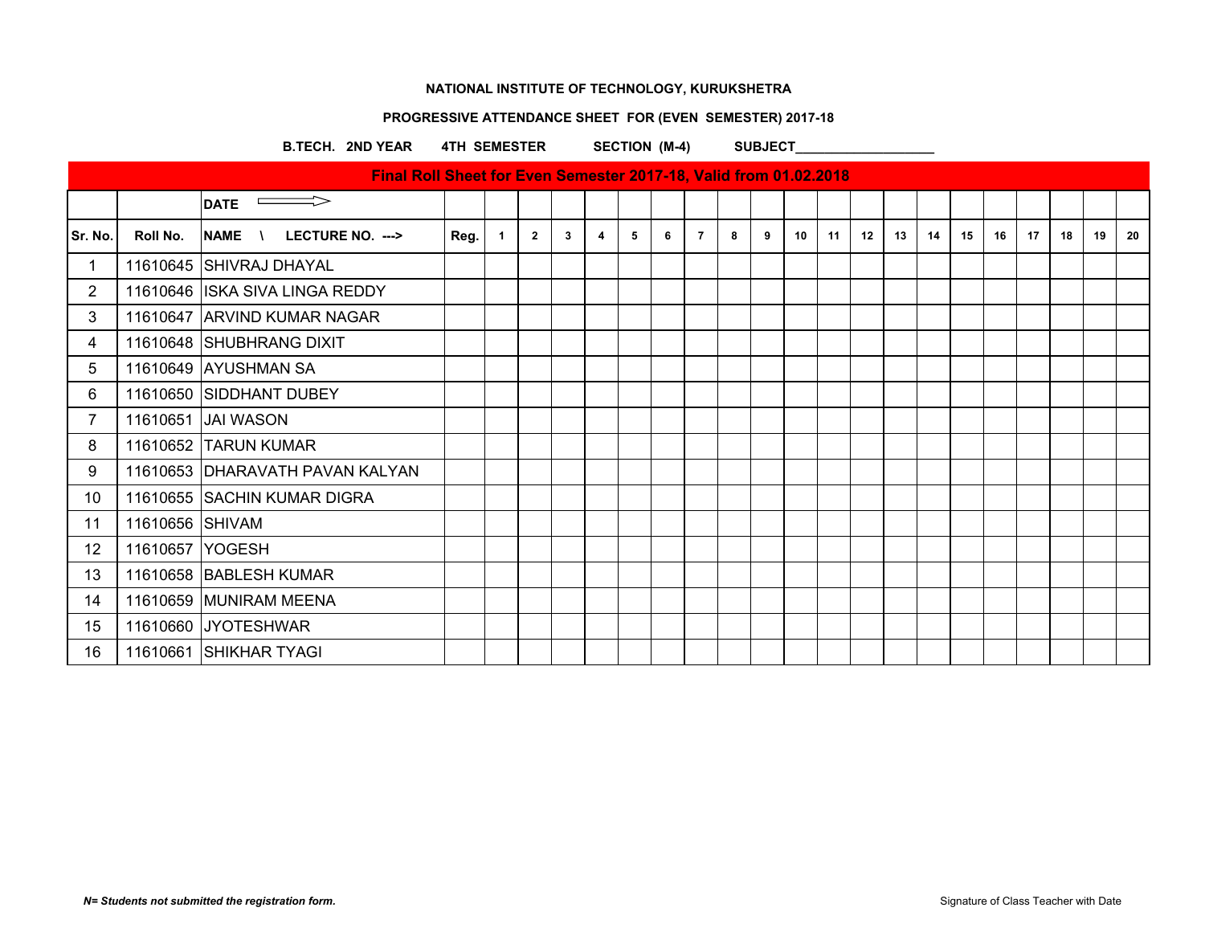**NATIONAL INSTITUTE OF TECHNOLOGY, KURUKSHETRA**

**PROGRESSIVE ATTENDANCE SHEET FOR (EVEN SEMESTER) 2017-18**

**B.TECH. 2ND YEAR 4TH SEMESTER SECTION (M-4) SUBJECT___________________**

**Final Roll Sheet for Even Semester 2017-18, Valid from 01.02.2018**

| | | DATE ⟹ | | | | | | | | | | | | | | | | | | | | | |
|---|---|---|---|---|---|---|---|---|---|---|---|---|---|---|---|---|---|---|---|---|---|---|---|
| Sr. No. | Roll No. | NAME \ LECTURE NO. ---> | Reg. | 1 | 2 | 3 | 4 | 5 | 6 | 7 | 8 | 9 | 10 | 11 | 12 | 13 | 14 | 15 | 16 | 17 | 18 | 19 | 20 |
| 1 | 11610645 | SHIVRAJ DHAYAL | | | | | | | | | | | | | | | | | | | | | |
| 2 | 11610646 | ISKA SIVA LINGA REDDY | | | | | | | | | | | | | | | | | | | | | |
| 3 | 11610647 | ARVIND KUMAR NAGAR | | | | | | | | | | | | | | | | | | | | | |
| 4 | 11610648 | SHUBHRANG DIXIT | | | | | | | | | | | | | | | | | | | | | |
| 5 | 11610649 | AYUSHMAN SA | | | | | | | | | | | | | | | | | | | | | |
| 6 | 11610650 | SIDDHANT DUBEY | | | | | | | | | | | | | | | | | | | | | |
| 7 | 11610651 | JAI WASON | | | | | | | | | | | | | | | | | | | | | |
| 8 | 11610652 | TARUN KUMAR | | | | | | | | | | | | | | | | | | | | | |
| 9 | 11610653 | DHARAVATH PAVAN KALYAN | | | | | | | | | | | | | | | | | | | | | |
| 10 | 11610655 | SACHIN KUMAR DIGRA | | | | | | | | | | | | | | | | | | | | | |
| 11 | 11610656 | SHIVAM | | | | | | | | | | | | | | | | | | | | | |
| 12 | 11610657 | YOGESH | | | | | | | | | | | | | | | | | | | | | |
| 13 | 11610658 | BABLESH KUMAR | | | | | | | | | | | | | | | | | | | | | |
| 14 | 11610659 | MUNIRAM MEENA | | | | | | | | | | | | | | | | | | | | | |
| 15 | 11610660 | JYOTESHWAR | | | | | | | | | | | | | | | | | | | | | |
| 16 | 11610661 | SHIKHAR TYAGI | | | | | | | | | | | | | | | | | | | | | |

***N= Students not submitted the registration form.***

Signature of Class Teacher with Date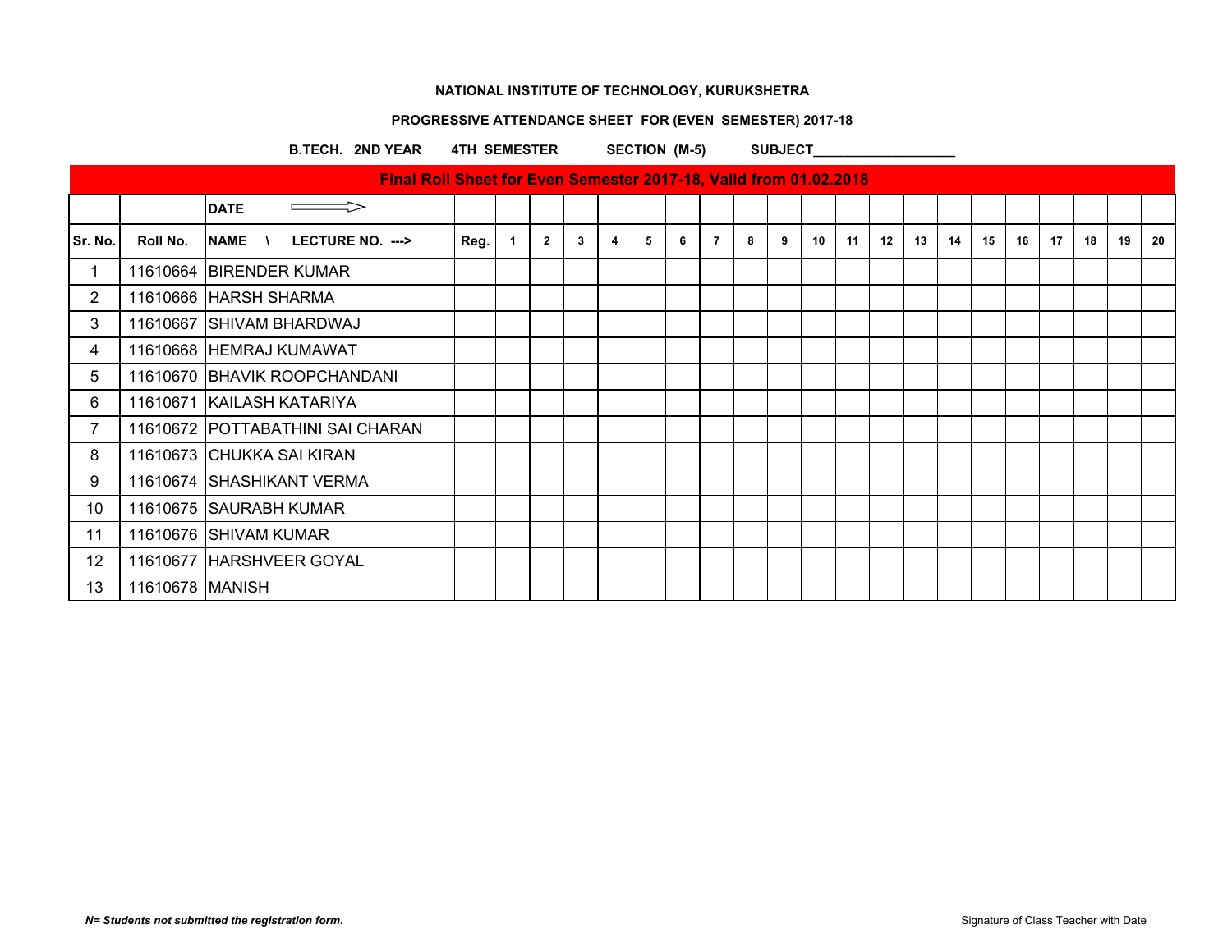**NATIONAL INSTITUTE OF TECHNOLOGY, KURUKSHETRA**

**PROGRESSIVE ATTENDANCE SHEET FOR (EVEN SEMESTER) 2017-18**

**B.TECH. 2ND YEAR 4TH SEMESTER SECTION (M-5) SUBJECT___________________**

**Final Roll Sheet for Even Semester 2017-18, Valid from 01.02.2018**

| | | DATE ⟹ | | | | | | | | | | | | | | | | | | | | | |
|---|---|---|---|---|---|---|---|---|---|---|---|---|---|---|---|---|---|---|---|---|---|---|---|
| Sr. No. | Roll No. | NAME \ LECTURE NO. ---> | Reg. | 1 | 2 | 3 | 4 | 5 | 6 | 7 | 8 | 9 | 10 | 11 | 12 | 13 | 14 | 15 | 16 | 17 | 18 | 19 | 20 |
| 1 | 11610664 | BIRENDER KUMAR | | | | | | | | | | | | | | | | | | | | | |
| 2 | 11610666 | HARSH SHARMA | | | | | | | | | | | | | | | | | | | | | |
| 3 | 11610667 | SHIVAM BHARDWAJ | | | | | | | | | | | | | | | | | | | | | |
| 4 | 11610668 | HEMRAJ KUMAWAT | | | | | | | | | | | | | | | | | | | | | |
| 5 | 11610670 | BHAVIK ROOPCHANDANI | | | | | | | | | | | | | | | | | | | | | |
| 6 | 11610671 | KAILASH KATARIYA | | | | | | | | | | | | | | | | | | | | | |
| 7 | 11610672 | POTTABATHINI SAI CHARAN | | | | | | | | | | | | | | | | | | | | | |
| 8 | 11610673 | CHUKKA SAI KIRAN | | | | | | | | | | | | | | | | | | | | | |
| 9 | 11610674 | SHASHIKANT VERMA | | | | | | | | | | | | | | | | | | | | | |
| 10 | 11610675 | SAURABH KUMAR | | | | | | | | | | | | | | | | | | | | | |
| 11 | 11610676 | SHIVAM KUMAR | | | | | | | | | | | | | | | | | | | | | |
| 12 | 11610677 | HARSHVEER GOYAL | | | | | | | | | | | | | | | | | | | | | |
| 13 | 11610678 | MANISH | | | | | | | | | | | | | | | | | | | | | |

***N= Students not submitted the registration form.***

Signature of Class Teacher with Date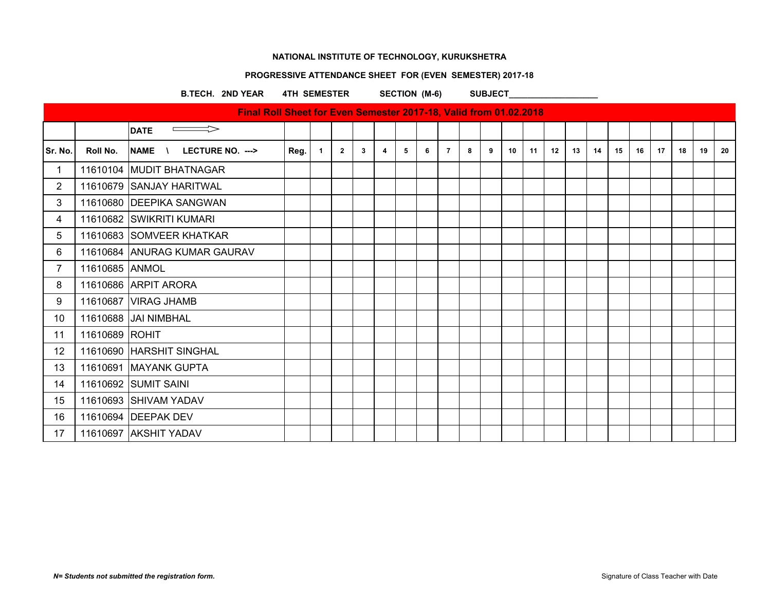**NATIONAL INSTITUTE OF TECHNOLOGY, KURUKSHETRA**

**PROGRESSIVE ATTENDANCE SHEET FOR (EVEN SEMESTER) 2017-18**

**B.TECH. 2ND YEAR 4TH SEMESTER SECTION (M-6) SUBJECT___________________**

**Final Roll Sheet for Even Semester 2017-18, Valid from 01.02.2018**

| | | DATE ⟹ | | | | | | | | | | | | | | | | | | | | | |
|---|---|---|---|---|---|---|---|---|---|---|---|---|---|---|---|---|---|---|---|---|---|---|---|
| Sr. No. | Roll No. | NAME \ LECTURE NO. ---> | Reg. | 1 | 2 | 3 | 4 | 5 | 6 | 7 | 8 | 9 | 10 | 11 | 12 | 13 | 14 | 15 | 16 | 17 | 18 | 19 | 20 |
| 1 | 11610104 | MUDIT BHATNAGAR | | | | | | | | | | | | | | | | | | | | | |
| 2 | 11610679 | SANJAY HARITWAL | | | | | | | | | | | | | | | | | | | | | |
| 3 | 11610680 | DEEPIKA SANGWAN | | | | | | | | | | | | | | | | | | | | | |
| 4 | 11610682 | SWIKRITI KUMARI | | | | | | | | | | | | | | | | | | | | | |
| 5 | 11610683 | SOMVEER KHATKAR | | | | | | | | | | | | | | | | | | | | | |
| 6 | 11610684 | ANURAG KUMAR GAURAV | | | | | | | | | | | | | | | | | | | | | |
| 7 | 11610685 | ANMOL | | | | | | | | | | | | | | | | | | | | | |
| 8 | 11610686 | ARPIT ARORA | | | | | | | | | | | | | | | | | | | | | |
| 9 | 11610687 | VIRAG JHAMB | | | | | | | | | | | | | | | | | | | | | |
| 10 | 11610688 | JAI NIMBHAL | | | | | | | | | | | | | | | | | | | | | |
| 11 | 11610689 | ROHIT | | | | | | | | | | | | | | | | | | | | | |
| 12 | 11610690 | HARSHIT SINGHAL | | | | | | | | | | | | | | | | | | | | | |
| 13 | 11610691 | MAYANK GUPTA | | | | | | | | | | | | | | | | | | | | | |
| 14 | 11610692 | SUMIT SAINI | | | | | | | | | | | | | | | | | | | | | |
| 15 | 11610693 | SHIVAM YADAV | | | | | | | | | | | | | | | | | | | | | |
| 16 | 11610694 | DEEPAK DEV | | | | | | | | | | | | | | | | | | | | | |
| 17 | 11610697 | AKSHIT YADAV | | | | | | | | | | | | | | | | | | | | | |

***N= Students not submitted the registration form.***

Signature of Class Teacher with Date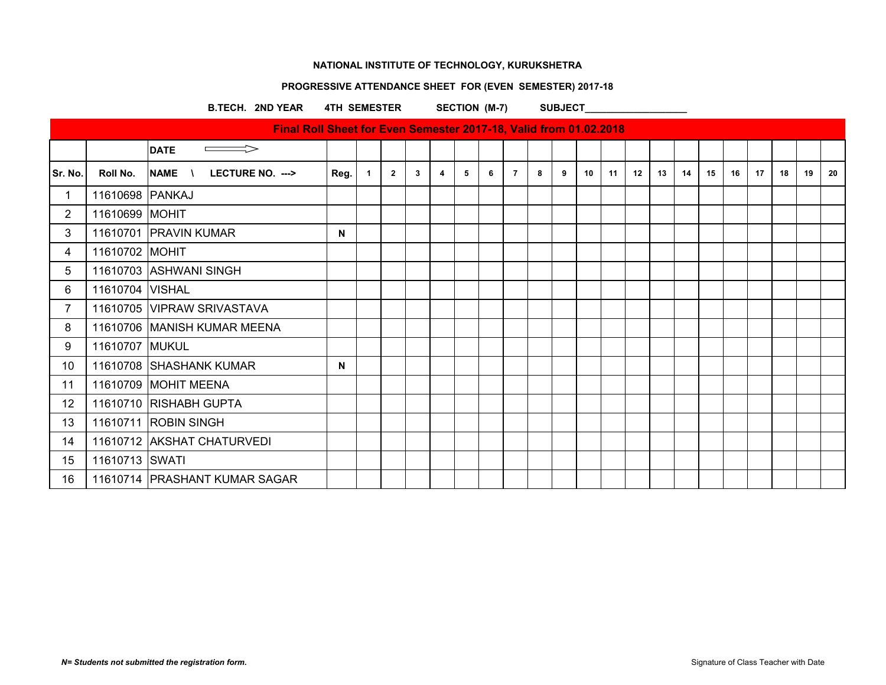**NATIONAL INSTITUTE OF TECHNOLOGY, KURUKSHETRA**

**PROGRESSIVE ATTENDANCE SHEET FOR (EVEN SEMESTER) 2017-18**

**B.TECH. 2ND YEAR 4TH SEMESTER SECTION (M-7) SUBJECT___________________**

**Final Roll Sheet for Even Semester 2017-18, Valid from 01.02.2018**

| | | DATE ⟹ | | | | | | | | | | | | | | | | | | | | | |
|---|---|---|---|---|---|---|---|---|---|---|---|---|---|---|---|---|---|---|---|---|---|---|---|
| Sr. No. | Roll No. | NAME \ LECTURE NO. ---> | Reg. | 1 | 2 | 3 | 4 | 5 | 6 | 7 | 8 | 9 | 10 | 11 | 12 | 13 | 14 | 15 | 16 | 17 | 18 | 19 | 20 |
| 1 | 11610698 | PANKAJ | | | | | | | | | | | | | | | | | | | | | |
| 2 | 11610699 | MOHIT | | | | | | | | | | | | | | | | | | | | | |
| 3 | 11610701 | PRAVIN KUMAR | N | | | | | | | | | | | | | | | | | | | | |
| 4 | 11610702 | MOHIT | | | | | | | | | | | | | | | | | | | | | |
| 5 | 11610703 | ASHWANI SINGH | | | | | | | | | | | | | | | | | | | | | |
| 6 | 11610704 | VISHAL | | | | | | | | | | | | | | | | | | | | | |
| 7 | 11610705 | VIPRAW SRIVASTAVA | | | | | | | | | | | | | | | | | | | | | |
| 8 | 11610706 | MANISH KUMAR MEENA | | | | | | | | | | | | | | | | | | | | | |
| 9 | 11610707 | MUKUL | | | | | | | | | | | | | | | | | | | | | |
| 10 | 11610708 | SHASHANK KUMAR | N | | | | | | | | | | | | | | | | | | | | |
| 11 | 11610709 | MOHIT MEENA | | | | | | | | | | | | | | | | | | | | | |
| 12 | 11610710 | RISHABH GUPTA | | | | | | | | | | | | | | | | | | | | | |
| 13 | 11610711 | ROBIN SINGH | | | | | | | | | | | | | | | | | | | | | |
| 14 | 11610712 | AKSHAT CHATURVEDI | | | | | | | | | | | | | | | | | | | | | |
| 15 | 11610713 | SWATI | | | | | | | | | | | | | | | | | | | | | |
| 16 | 11610714 | PRASHANT KUMAR SAGAR | | | | | | | | | | | | | | | | | | | | | |

***N= Students not submitted the registration form.***

Signature of Class Teacher with Date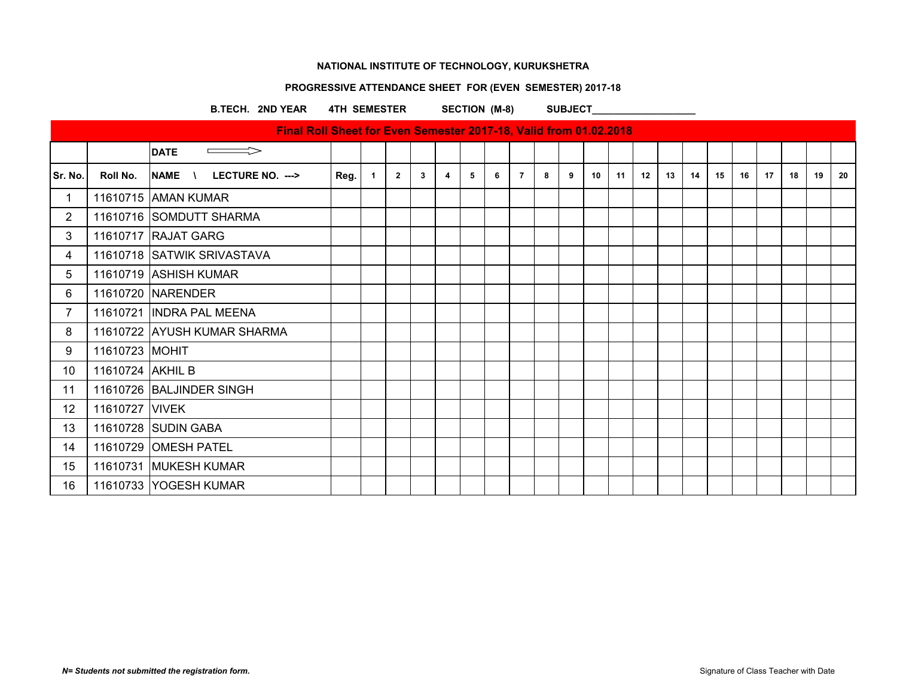**NATIONAL INSTITUTE OF TECHNOLOGY, KURUKSHETRA**

**PROGRESSIVE ATTENDANCE SHEET FOR (EVEN SEMESTER) 2017-18**

**B.TECH. 2ND YEAR 4TH SEMESTER SECTION (M-8) SUBJECT___________________**

**Final Roll Sheet for Even Semester 2017-18, Valid from 01.02.2018**

| | | DATE ⟹ | | | | | | | | | | | | | | | | | | | | | |
|---|---|---|---|---|---|---|---|---|---|---|---|---|---|---|---|---|---|---|---|---|---|---|---|
| Sr. No. | Roll No. | NAME \ LECTURE NO. ---> | Reg. | 1 | 2 | 3 | 4 | 5 | 6 | 7 | 8 | 9 | 10 | 11 | 12 | 13 | 14 | 15 | 16 | 17 | 18 | 19 | 20 |
| 1 | 11610715 | AMAN KUMAR | | | | | | | | | | | | | | | | | | | | | |
| 2 | 11610716 | SOMDUTT SHARMA | | | | | | | | | | | | | | | | | | | | | |
| 3 | 11610717 | RAJAT GARG | | | | | | | | | | | | | | | | | | | | | |
| 4 | 11610718 | SATWIK SRIVASTAVA | | | | | | | | | | | | | | | | | | | | | |
| 5 | 11610719 | ASHISH KUMAR | | | | | | | | | | | | | | | | | | | | | |
| 6 | 11610720 | NARENDER | | | | | | | | | | | | | | | | | | | | | |
| 7 | 11610721 | INDRA PAL MEENA | | | | | | | | | | | | | | | | | | | | | |
| 8 | 11610722 | AYUSH KUMAR SHARMA | | | | | | | | | | | | | | | | | | | | | |
| 9 | 11610723 | MOHIT | | | | | | | | | | | | | | | | | | | | | |
| 10 | 11610724 | AKHIL B | | | | | | | | | | | | | | | | | | | | | |
| 11 | 11610726 | BALJINDER SINGH | | | | | | | | | | | | | | | | | | | | | |
| 12 | 11610727 | VIVEK | | | | | | | | | | | | | | | | | | | | | |
| 13 | 11610728 | SUDIN GABA | | | | | | | | | | | | | | | | | | | | | |
| 14 | 11610729 | OMESH PATEL | | | | | | | | | | | | | | | | | | | | | |
| 15 | 11610731 | MUKESH KUMAR | | | | | | | | | | | | | | | | | | | | | |
| 16 | 11610733 | YOGESH KUMAR | | | | | | | | | | | | | | | | | | | | | |

***N= Students not submitted the registration form.***

Signature of Class Teacher with Date